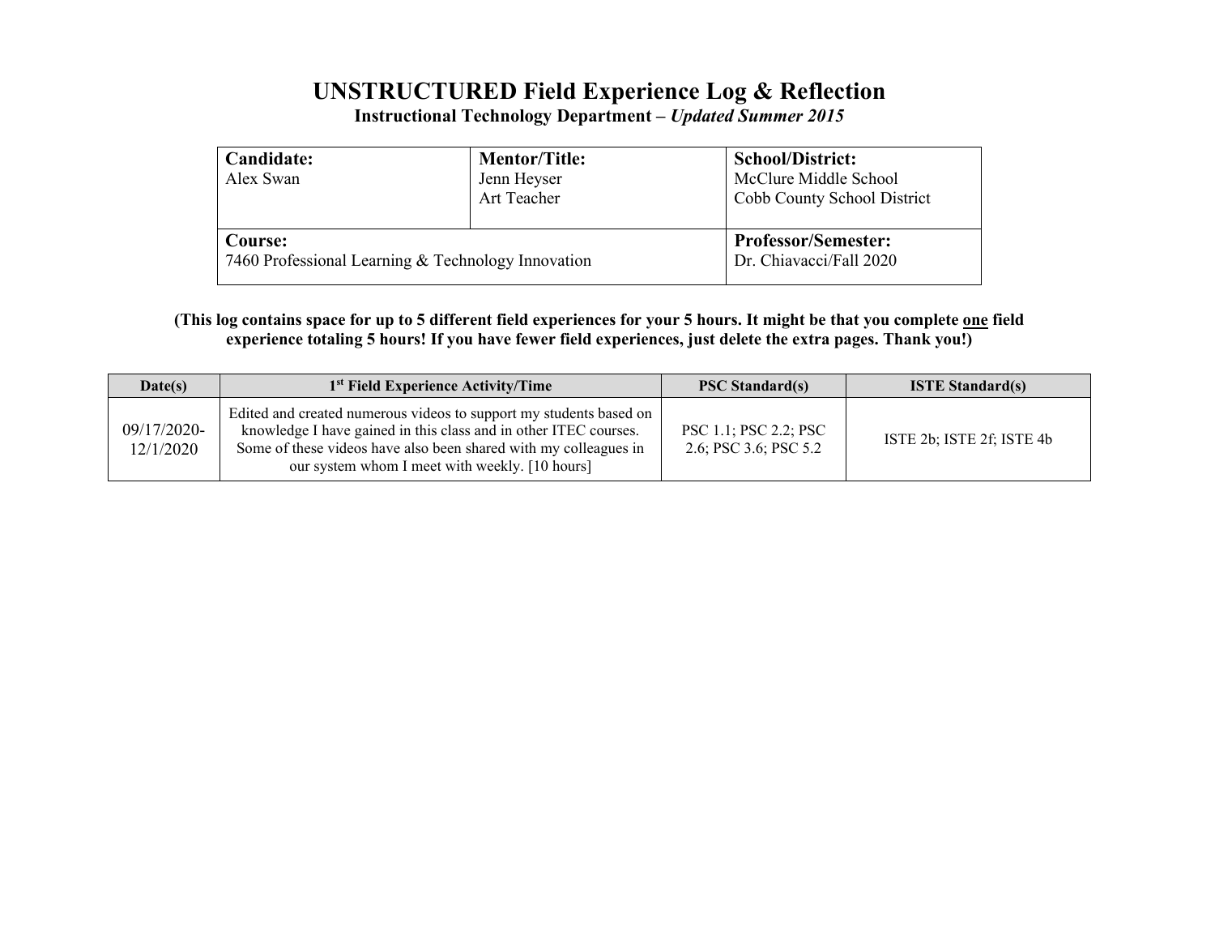# UNSTRUCTURED Field Experience Log & Reflection

**Instructional Technology Department – *Updated Summer 2015***

| **Candidate:** Alex Swan | **Mentor/Title:** Jenn Heyser, Art Teacher | **School/District:** McClure Middle School, Cobb County School District |
|---|---|---|
| **Course:** 7460 Professional Learning & Technology Innovation | | **Professor/Semester:** Dr. Chiavacci/Fall 2020 |

**(This log contains space for up to 5 different field experiences for your 5 hours. It might be that you complete one field experience totaling 5 hours! If you have fewer field experiences, just delete the extra pages. Thank you!)**

| Date(s) | 1st Field Experience Activity/Time | PSC Standard(s) | ISTE Standard(s) |
|---|---|---|---|
| 09/17/2020-12/1/2020 | Edited and created numerous videos to support my students based on knowledge I have gained in this class and in other ITEC courses. Some of these videos have also been shared with my colleagues in our system whom I meet with weekly. [10 hours] | PSC 1.1; PSC 2.2; PSC 2.6; PSC 3.6; PSC 5.2 | ISTE 2b; ISTE 2f; ISTE 4b |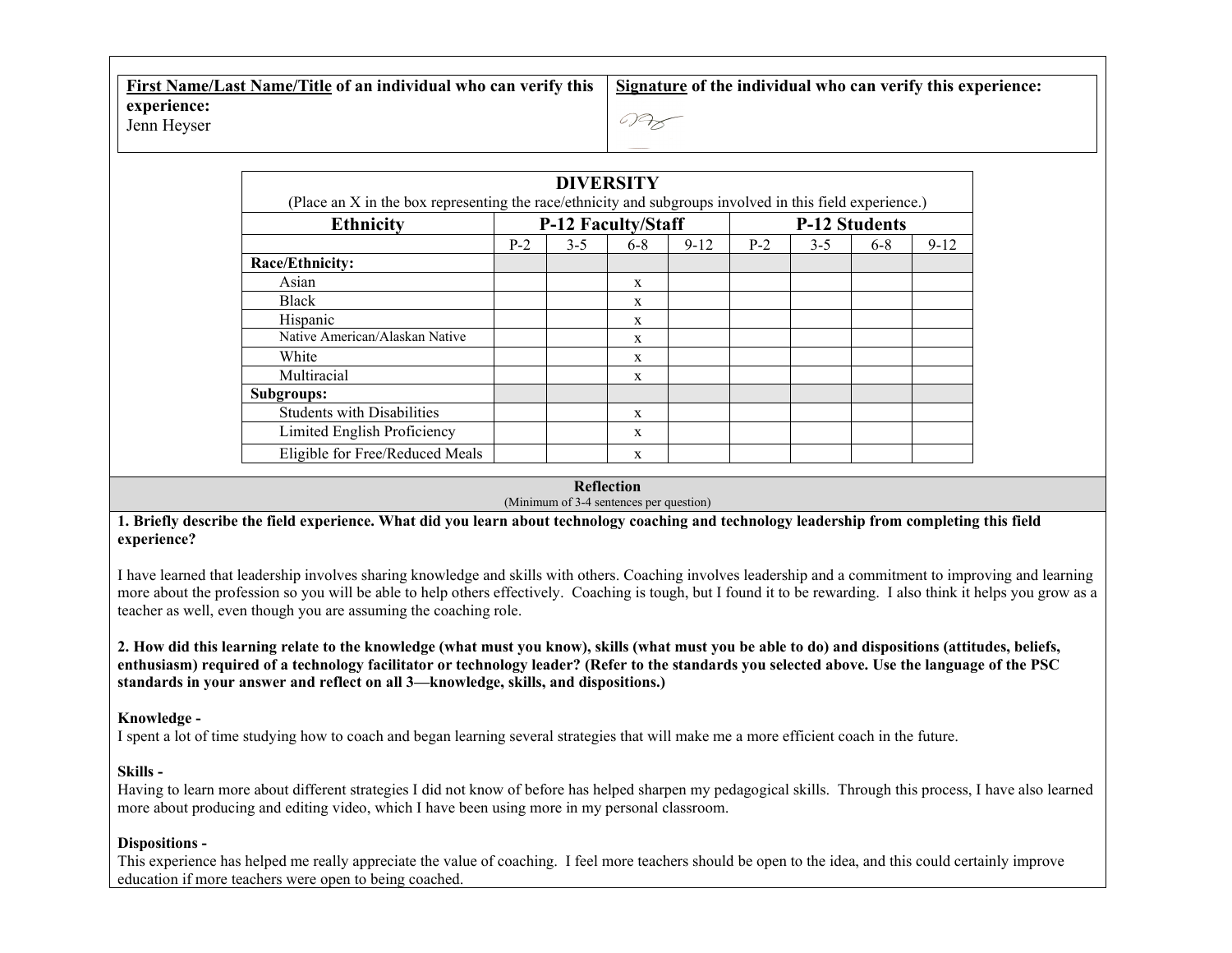| **First Name/Last Name/Title** of an individual who can verify this experience: | **Signature** of the individual who can verify this experience: |
|---|---|
| Jenn Heyser | |

| **DIVERSITY** (Place an X in the box representing the race/ethnicity and subgroups involved in this field experience.) | | | | | | | | |
|---|---|---|---|---|---|---|---|---|
| **Ethnicity** | **P-12 Faculty/Staff** | | | | **P-12 Students** | | | |
| | P-2 | 3-5 | 6-8 | 9-12 | P-2 | 3-5 | 6-8 | 9-12 |
| **Race/Ethnicity:** | | | | | | | | |
| Asian | | | x | | | | | |
| Black | | | x | | | | | |
| Hispanic | | | x | | | | | |
| Native American/Alaskan Native | | | x | | | | | |
| White | | | x | | | | | |
| Multiracial | | | x | | | | | |
| **Subgroups:** | | | | | | | | |
| Students with Disabilities | | | x | | | | | |
| Limited English Proficiency | | | x | | | | | |
| Eligible for Free/Reduced Meals | | | x | | | | | |

**Reflection**
(Minimum of 3-4 sentences per question)

**1. Briefly describe the field experience. What did you learn about technology coaching and technology leadership from completing this field experience?**

I have learned that leadership involves sharing knowledge and skills with others. Coaching involves leadership and a commitment to improving and learning more about the profession so you will be able to help others effectively. Coaching is tough, but I found it to be rewarding. I also think it helps you grow as a teacher as well, even though you are assuming the coaching role.

**2. How did this learning relate to the knowledge (what must you know), skills (what must you be able to do) and dispositions (attitudes, beliefs, enthusiasm) required of a technology facilitator or technology leader? (Refer to the standards you selected above. Use the language of the PSC standards in your answer and reflect on all 3—knowledge, skills, and dispositions.)**

**Knowledge -**
I spent a lot of time studying how to coach and began learning several strategies that will make me a more efficient coach in the future.

**Skills -**
Having to learn more about different strategies I did not know of before has helped sharpen my pedagogical skills. Through this process, I have also learned more about producing and editing video, which I have been using more in my personal classroom.

**Dispositions -**
This experience has helped me really appreciate the value of coaching. I feel more teachers should be open to the idea, and this could certainly improve education if more teachers were open to being coached.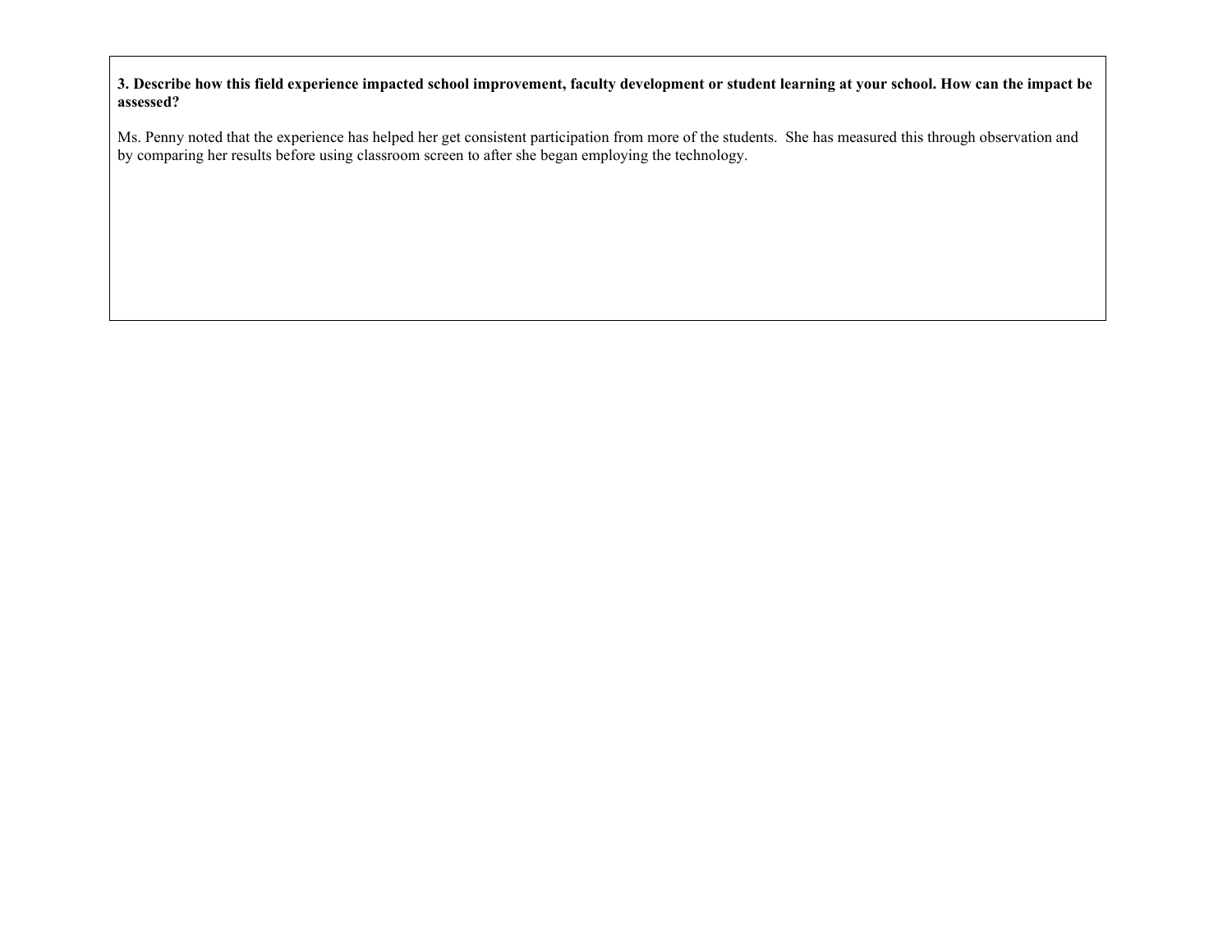**3. Describe how this field experience impacted school improvement, faculty development or student learning at your school. How can the impact be assessed?**

Ms. Penny noted that the experience has helped her get consistent participation from more of the students. She has measured this through observation and by comparing her results before using classroom screen to after she began employing the technology.